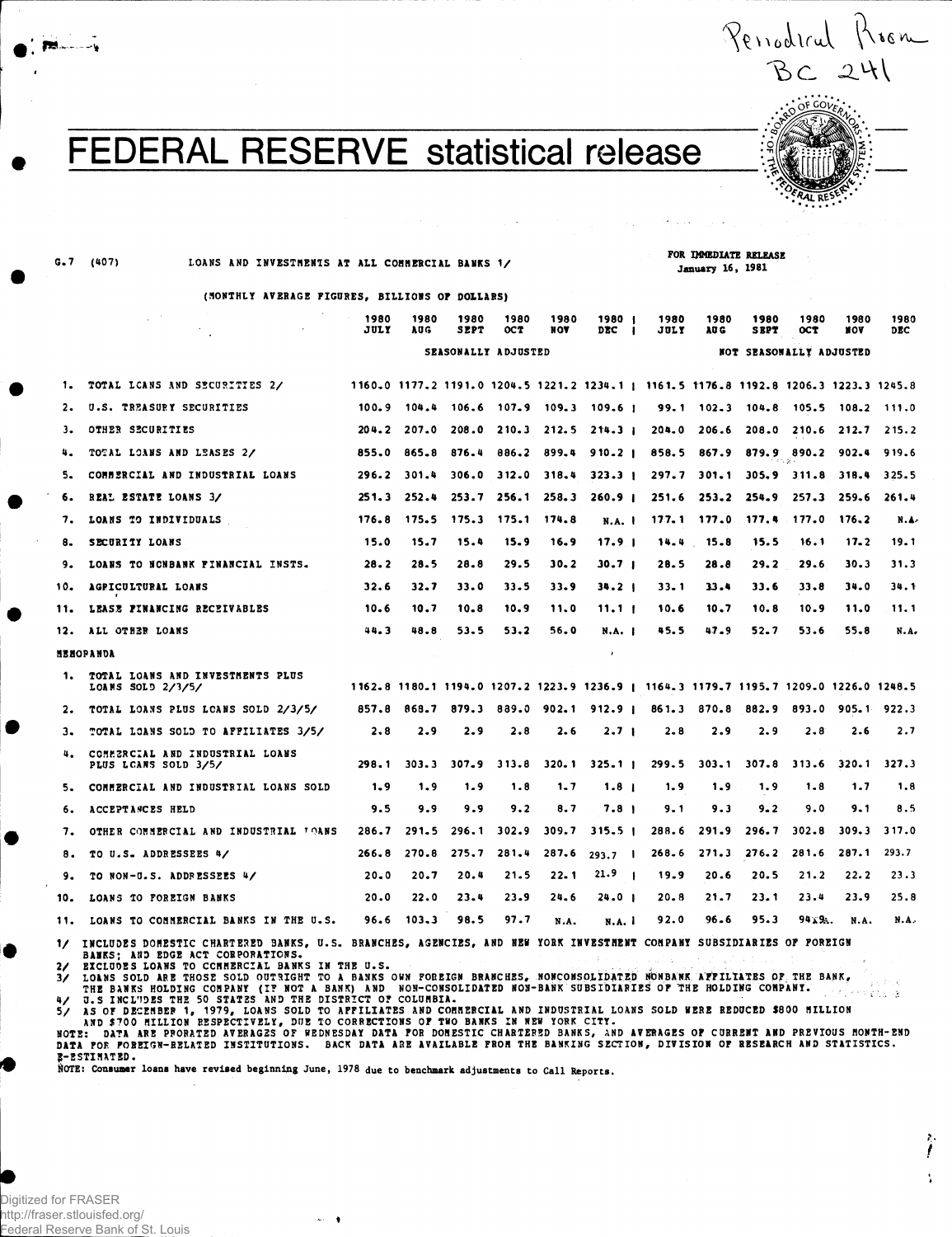Periodical Room
BC 241

# FEDERAL RESERVE statistical release

G.7 (407) LOANS AND INVESTMENTS AT ALL COMMERCIAL BANKS 1/

FOR IMMEDIATE RELEASE
January 16, 1981

(MONTHLY AVERAGE FIGURES, BILLIONS OF DOLLARS)

| | 1980 JULY | 1980 AUG | 1980 SEPT | 1980 OCT | 1980 NOV | 1980 DEC | 1980 JULY | 1980 AUG | 1980 SEPT | 1980 OCT | 1980 NOV | 1980 DEC |
|---|---|---|---|---|---|---|---|---|---|---|---|---|
| | SEASONALLY ADJUSTED | | | | | | NOT SEASONALLY ADJUSTED | | | | | |
| 1. TOTAL LOANS AND SECURITIES 2/ | 1160.0 | 1177.2 | 1191.0 | 1204.5 | 1221.2 | 1234.1 | 1161.5 | 1176.8 | 1192.8 | 1206.3 | 1223.3 | 1245.8 |
| 2. U.S. TREASURY SECURITIES | 100.9 | 104.4 | 106.6 | 107.9 | 109.3 | 109.6 | 99.1 | 102.3 | 104.8 | 105.5 | 108.2 | 111.0 |
| 3. OTHER SECURITIES | 204.2 | 207.0 | 208.0 | 210.3 | 212.5 | 214.3 | 204.0 | 206.6 | 208.0 | 210.6 | 212.7 | 215.2 |
| 4. TOTAL LOANS AND LEASES 2/ | 855.0 | 865.8 | 876.4 | 886.2 | 899.4 | 910.2 | 858.5 | 867.9 | 879.9 | 890.2 | 902.4 | 919.6 |
| 5. COMMERCIAL AND INDUSTRIAL LOANS | 296.2 | 301.4 | 306.0 | 312.0 | 318.4 | 323.3 | 297.7 | 301.1 | 305.9 | 311.8 | 318.4 | 325.5 |
| 6. REAL ESTATE LOANS 3/ | 251.3 | 252.4 | 253.7 | 256.1 | 258.3 | 260.9 | 251.6 | 253.2 | 254.9 | 257.3 | 259.6 | 261.4 |
| 7. LOANS TO INDIVIDUALS | 176.8 | 175.5 | 175.3 | 175.1 | 174.8 | N.A. | 177.1 | 177.0 | 177.4 | 177.0 | 176.2 | N.A. |
| 8. SECURITY LOANS | 15.0 | 15.7 | 15.4 | 15.9 | 16.9 | 17.9 | 14.4 | 15.8 | 15.5 | 16.1 | 17.2 | 19.1 |
| 9. LOANS TO NONBANK FINANCIAL INSTS. | 28.2 | 28.5 | 28.8 | 29.5 | 30.2 | 30.7 | 28.5 | 28.8 | 29.2 | 29.6 | 30.3 | 31.3 |
| 10. AGRICULTURAL LOANS | 32.6 | 32.7 | 33.0 | 33.5 | 33.9 | 34.2 | 33.1 | 33.4 | 33.6 | 33.8 | 34.0 | 34.1 |
| 11. LEASE FINANCING RECEIVABLES | 10.6 | 10.7 | 10.8 | 10.9 | 11.0 | 11.1 | 10.6 | 10.7 | 10.8 | 10.9 | 11.0 | 11.1 |
| 12. ALL OTHER LOANS | 44.3 | 48.8 | 53.5 | 53.2 | 56.0 | N.A. | 45.5 | 47.9 | 52.7 | 53.6 | 55.8 | N.A. |
| **MEMORANDA** | | | | | | | | | | | | |
| 1. TOTAL LOANS AND INVESTMENTS PLUS LOANS SOLD 2/3/5/ | 1162.8 | 1180.1 | 1194.0 | 1207.2 | 1223.9 | 1236.9 | 1164.3 | 1179.7 | 1195.7 | 1209.0 | 1226.0 | 1248.5 |
| 2. TOTAL LOANS PLUS LOANS SOLD 2/3/5/ | 857.8 | 868.7 | 879.3 | 889.0 | 902.1 | 912.9 | 861.3 | 870.8 | 882.9 | 893.0 | 905.1 | 922.3 |
| 3. TOTAL LOANS SOLD TO AFFILIATES 3/5/ | 2.8 | 2.9 | 2.9 | 2.8 | 2.6 | 2.7 | 2.8 | 2.9 | 2.9 | 2.8 | 2.6 | 2.7 |
| 4. COMMERCIAL AND INDUSTRIAL LOANS PLUS LOANS SOLD 3/5/ | 298.1 | 303.3 | 307.9 | 313.8 | 320.1 | 325.1 | 299.5 | 303.1 | 307.8 | 313.6 | 320.1 | 327.3 |
| 5. COMMERCIAL AND INDUSTRIAL LOANS SOLD | 1.9 | 1.9 | 1.9 | 1.8 | 1.7 | 1.8 | 1.9 | 1.9 | 1.9 | 1.8 | 1.7 | 1.8 |
| 6. ACCEPTANCES HELD | 9.5 | 9.9 | 9.9 | 9.2 | 8.7 | 7.8 | 9.1 | 9.3 | 9.2 | 9.0 | 9.1 | 8.5 |
| 7. OTHER COMMERCIAL AND INDUSTRIAL LOANS | 286.7 | 291.5 | 296.1 | 302.9 | 309.7 | 315.5 | 288.6 | 291.9 | 296.7 | 302.8 | 309.3 | 317.0 |
| 8. TO U.S. ADDRESSEES 4/ | 266.8 | 270.8 | 275.7 | 281.4 | 287.6 | 293.7 | 268.6 | 271.3 | 276.2 | 281.6 | 287.1 | 293.7 |
| 9. TO NON-U.S. ADDRESSEES 4/ | 20.0 | 20.7 | 20.4 | 21.5 | 22.1 | 21.9 | 19.9 | 20.6 | 20.5 | 21.2 | 22.2 | 23.3 |
| 10. LOANS TO FOREIGN BANKS | 20.0 | 22.0 | 23.4 | 23.9 | 24.6 | 24.0 | 20.8 | 21.7 | 23.1 | 23.4 | 23.9 | 25.8 |
| 11. LOANS TO COMMERCIAL BANKS IN THE U.S. | 96.6 | 103.3 | 98.5 | 97.7 | N.A. | N.A. | 92.0 | 96.6 | 95.3 | 94.9 | N.A. | N.A. |

1/ INCLUDES DOMESTIC CHARTERED BANKS, U.S. BRANCHES, AGENCIES, AND NEW YORK INVESTMENT COMPANY SUBSIDIARIES OF FOREIGN BANKS; AND EDGE ACT CORPORATIONS.
2/ EXCLUDES LOANS TO COMMERCIAL BANKS IN THE U.S.
3/ LOANS SOLD ARE THOSE SOLD OUTRIGHT TO A BANKS OWN FOREIGN BRANCHES, NONCONSOLIDATED NONBANK AFFILIATES OF THE BANK, THE BANKS HOLDING COMPANY (IF NOT A BANK) AND NON-CONSOLIDATED NON-BANK SUBSIDIARIES OF THE HOLDING COMPANY.
4/ U.S INCLUDES THE 50 STATES AND THE DISTRICT OF COLUMBIA.
5/ AS OF DECEMBER 1, 1979, LOANS SOLD TO AFFILIATES AND COMMERCIAL AND INDUSTRIAL LOANS SOLD WERE REDUCED $800 MILLION AND $700 MILLION RESPECTIVELY, DUE TO CORRECTIONS OF TWO BANKS IN NEW YORK CITY.
NOTE: DATA ARE PRORATED AVERAGES OF WEDNESDAY DATA FOR DOMESTIC CHARTERED BANKS, AND AVERAGES OF CURRENT AND PREVIOUS MONTH-END DATA FOR FOREIGN-RELATED INSTITUTIONS. BACK DATA ARE AVAILABLE FROM THE BANKING SECTION, DIVISION OF RESEARCH AND STATISTICS.
E-ESTIMATED.
NOTE: Consumer loans have revised beginning June, 1978 due to benchmark adjustments to Call Reports.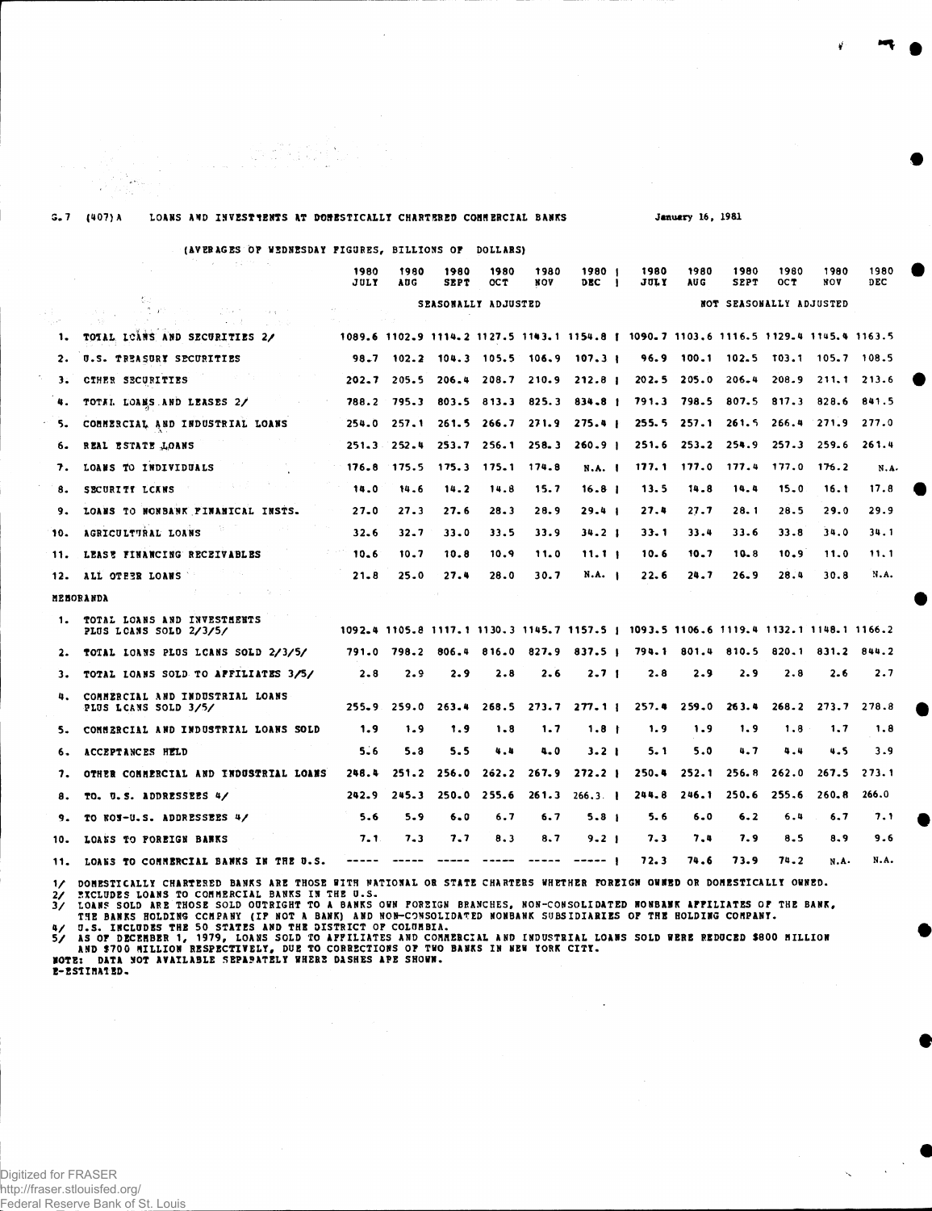G.7 (407) A LOANS AND INVESTMENTS AT DOMESTICALLY CHARTERED COMMERCIAL BANKS January 16, 1981

(AVERAGES OF WEDNESDAY FIGURES, BILLIONS OF DOLLARS)

| | 1980 JULY | 1980 AUG | 1980 SEPT | 1980 OCT | 1980 NOV | 1980 DEC | 1980 JULY | 1980 AUG | 1980 SEPT | 1980 OCT | 1980 NOV | 1980 DEC |
|---|---|---|---|---|---|---|---|---|---|---|---|---|
| | SEASONALLY ADJUSTED | | | | | | NOT SEASONALLY ADJUSTED | | | | | |
| 1. TOTAL LOANS AND SECURITIES 2/ | 1089.6 | 1102.9 | 1114.2 | 1127.5 | 1143.1 | 1154.8 | 1090.7 | 1103.6 | 1116.5 | 1129.4 | 1145.4 | 1163.5 |
| 2. U.S. TREASURY SECURITIES | 98.7 | 102.2 | 104.3 | 105.5 | 106.9 | 107.3 | 96.9 | 100.1 | 102.5 | 103.1 | 105.7 | 108.5 |
| 3. OTHER SECURITIES | 202.7 | 205.5 | 206.4 | 208.7 | 210.9 | 212.8 | 202.5 | 205.0 | 206.4 | 208.9 | 211.1 | 213.6 |
| 4. TOTAL LOANS AND LEASES 2/ | 788.2 | 795.3 | 803.5 | 813.3 | 825.3 | 834.8 | 791.3 | 798.5 | 807.5 | 817.3 | 828.6 | 841.5 |
| 5. COMMERCIAL AND INDUSTRIAL LOANS | 254.0 | 257.1 | 261.5 | 266.7 | 271.9 | 275.4 | 255.5 | 257.1 | 261.5 | 266.4 | 271.9 | 277.0 |
| 6. REAL ESTATE LOANS | 251.3 | 252.4 | 253.7 | 256.1 | 258.3 | 260.9 | 251.6 | 253.2 | 254.9 | 257.3 | 259.6 | 261.4 |
| 7. LOANS TO INDIVIDUALS | 176.8 | 175.5 | 175.3 | 175.1 | 174.8 | N.A. | 177.1 | 177.0 | 177.4 | 177.0 | 176.2 | N.A. |
| 8. SECURITY LOANS | 14.0 | 14.6 | 14.2 | 14.8 | 15.7 | 16.8 | 13.5 | 14.8 | 14.4 | 15.0 | 16.1 | 17.8 |
| 9. LOANS TO NONBANK FINANCIAL INSTS. | 27.0 | 27.3 | 27.6 | 28.3 | 28.9 | 29.4 | 27.4 | 27.7 | 28.1 | 28.5 | 29.0 | 29.9 |
| 10. AGRICULTURAL LOANS | 32.6 | 32.7 | 33.0 | 33.5 | 33.9 | 34.2 | 33.1 | 33.4 | 33.6 | 33.8 | 34.0 | 34.1 |
| 11. LEASE FINANCING RECEIVABLES | 10.6 | 10.7 | 10.8 | 10.9 | 11.0 | 11.1 | 10.6 | 10.7 | 10.8 | 10.9 | 11.0 | 11.1 |
| 12. ALL OTHER LOANS | 21.8 | 25.0 | 27.4 | 28.0 | 30.7 | N.A. | 22.6 | 24.7 | 26.9 | 28.4 | 30.8 | N.A. |
| **MEMORANDA** | | | | | | | | | | | | |
| 1. TOTAL LOANS AND INVESTMENTS PLUS LOANS SOLD 2/3/5/ | 1092.4 | 1105.8 | 1117.1 | 1130.3 | 1145.7 | 1157.5 | 1093.5 | 1106.6 | 1119.4 | 1132.1 | 1148.1 | 1166.2 |
| 2. TOTAL LOANS PLUS LOANS SOLD 2/3/5/ | 791.0 | 798.2 | 806.4 | 816.0 | 827.9 | 837.5 | 794.1 | 801.4 | 810.5 | 820.1 | 831.2 | 844.2 |
| 3. TOTAL LOANS SOLD TO AFFILIATES 3/5/ | 2.8 | 2.9 | 2.9 | 2.8 | 2.6 | 2.7 | 2.8 | 2.9 | 2.9 | 2.8 | 2.6 | 2.7 |
| 4. COMMERCIAL AND INDUSTRIAL LOANS PLUS LOANS SOLD 3/5/ | 255.9 | 259.0 | 263.4 | 268.5 | 273.7 | 277.1 | 257.4 | 259.0 | 263.4 | 268.2 | 273.7 | 278.8 |
| 5. COMMERCIAL AND INDUSTRIAL LOANS SOLD | 1.9 | 1.9 | 1.9 | 1.8 | 1.7 | 1.8 | 1.9 | 1.9 | 1.9 | 1.8 | 1.7 | 1.8 |
| 6. ACCEPTANCES HELD | 5.6 | 5.8 | 5.5 | 4.4 | 4.0 | 3.2 | 5.1 | 5.0 | 4.7 | 4.4 | 4.5 | 3.9 |
| 7. OTHER COMMERCIAL AND INDUSTRIAL LOANS | 248.4 | 251.2 | 256.0 | 262.2 | 267.9 | 272.2 | 250.4 | 252.1 | 256.8 | 262.0 | 267.5 | 273.1 |
| 8. TO U.S. ADDRESSEES 4/ | 242.9 | 245.3 | 250.0 | 255.6 | 261.3 | 266.3 | 244.8 | 246.1 | 250.6 | 255.6 | 260.8 | 266.0 |
| 9. TO NON-U.S. ADDRESSEES 4/ | 5.6 | 5.9 | 6.0 | 6.7 | 6.7 | 5.8 | 5.6 | 6.0 | 6.2 | 6.4 | 6.7 | 7.1 |
| 10. LOANS TO FOREIGN BANKS | 7.1 | 7.3 | 7.7 | 8.3 | 8.7 | 9.2 | 7.3 | 7.4 | 7.9 | 8.5 | 8.9 | 9.6 |
| 11. LOANS TO COMMERCIAL BANKS IN THE U.S. | ----- | ----- | ----- | ----- | ----- | ----- | 72.3 | 74.6 | 73.9 | 74.2 | N.A. | N.A. |

1/ DOMESTICALLY CHARTERED BANKS ARE THOSE WITH NATIONAL OR STATE CHARTERS WHETHER FOREIGN OWNED OR DOMESTICALLY OWNED.
2/ EXCLUDES LOANS TO COMMERCIAL BANKS IN THE U.S.
3/ LOANS SOLD ARE THOSE SOLD OUTRIGHT TO A BANKS OWN FOREIGN BRANCHES, NON-CONSOLIDATED NONBANK AFFILIATES OF THE BANK, THE BANKS HOLDING COMPANY (IF NOT A BANK) AND NON-CONSOLIDATED NONBANK SUBSIDIARIES OF THE HOLDING COMPANY.
4/ U.S. INCLUDES THE 50 STATES AND THE DISTRICT OF COLUMBIA.
5/ AS OF DECEMBER 1, 1979, LOANS SOLD TO AFFILIATES AND COMMERCIAL AND INDUSTRIAL LOANS SOLD WERE REDUCED $800 MILLION AND $700 MILLION RESPECTIVELY, DUE TO CORRECTIONS OF TWO BANKS IN NEW YORK CITY.
NOTE: DATA NOT AVAILABLE SEPARATELY WHERE DASHES ARE SHOWN.
E-ESTIMATED.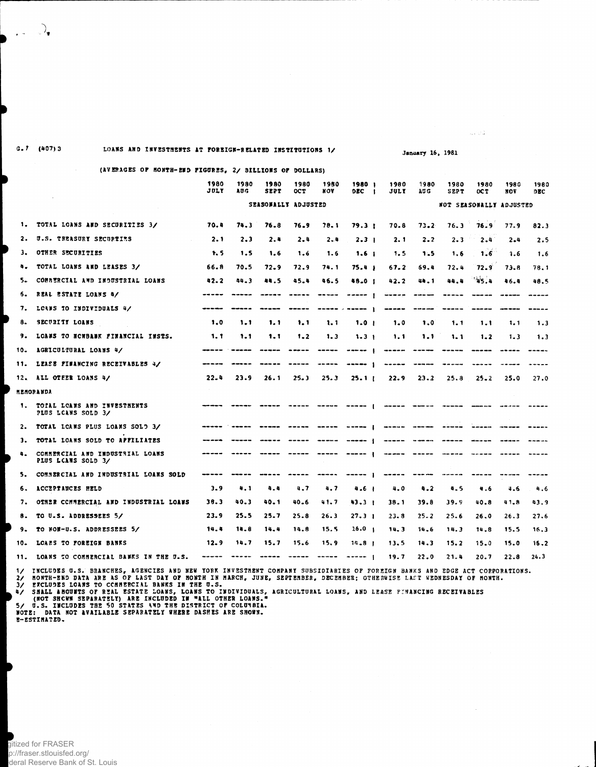G.7 (407)3

# LOANS AND INVESTMENTS AT FOREIGN-RELATED INSTITUTIONS 1/

January 16, 1981

(AVERAGES OF MONTH-END FIGURES, 2/ BILLIONS OF DOLLARS)

| | 1980 JULY | 1980 AUG | 1980 SEPT | 1980 OCT | 1980 NOV | 1980 DEC | 1980 JULY | 1980 AUG | 1980 SEPT | 1980 OCT | 1980 NOV | 1980 DEC |
|---|---|---|---|---|---|---|---|---|---|---|---|---|
| | SEASONALLY ADJUSTED | | | | | | NOT SEASONALLY ADJUSTED | | | | | |
| 1. TOTAL LOANS AND SECURITIES 3/ | 70.4 | 74.3 | 76.8 | 76.9 | 78.1 | 79.3 | 70.8 | 73.2 | 76.3 | 76.9 | 77.9 | 82.3 |
| 2. U.S. TREASURY SECURITIES | 2.1 | 2.3 | 2.4 | 2.4 | 2.4 | 2.3 | 2.1 | 2.2 | 2.3 | 2.4 | 2.4 | 2.5 |
| 3. OTHER SECURITIES | 1.5 | 1.5 | 1.6 | 1.6 | 1.6 | 1.6 | 1.5 | 1.5 | 1.6 | 1.6 | 1.6 | 1.6 |
| 4. TOTAL LOANS AND LEASES 3/ | 66.8 | 70.5 | 72.9 | 72.9 | 74.1 | 75.4 | 67.2 | 69.4 | 72.4 | 72.9 | 73.8 | 78.1 |
| 5. COMMERCIAL AND INDUSTRIAL LOANS | 42.2 | 44.3 | 44.5 | 45.4 | 46.5 | 48.0 | 42.2 | 44.1 | 44.4 | 45.4 | 46.4 | 48.5 |
| 6. REAL ESTATE LOANS 4/ | ----- | ----- | ----- | ----- | ----- | ----- | ----- | ----- | ----- | ----- | ----- | ----- |
| 7. LOANS TO INDIVIDUALS 4/ | ----- | ----- | ----- | ----- | ----- | ----- | ----- | ----- | ----- | ----- | ----- | ----- |
| 8. SECURITY LOANS | 1.0 | 1.1 | 1.1 | 1.1 | 1.1 | 1.0 | 1.0 | 1.0 | 1.1 | 1.1 | 1.1 | 1.3 |
| 9. LOANS TO NONBANK FINANCIAL INSTS. | 1.1 | 1.1 | 1.1 | 1.2 | 1.3 | 1.3 | 1.1 | 1.1 | 1.1 | 1.2 | 1.3 | 1.3 |
| 10. AGRICULTURAL LOANS 4/ | ----- | ----- | ----- | ----- | ----- | ----- | ----- | ----- | ----- | ----- | ----- | ----- |
| 11. LEASE FINANCING RECEIVABLES 4/ | ----- | ----- | ----- | ----- | ----- | ----- | ----- | ----- | ----- | ----- | ----- | ----- |
| 12. ALL OTHER LOANS 4/ | 22.4 | 23.9 | 26.1 | 25.3 | 25.3 | 25.1 | 22.9 | 23.2 | 25.8 | 25.2 | 25.0 | 27.0 |
| **MEMORANDA** | | | | | | | | | | | | |
| 1. TOTAL LOANS AND INVESTMENTS PLUS LOANS SOLD 3/ | ----- | ----- | ----- | ----- | ----- | ----- | ----- | ----- | ----- | ----- | ----- | ----- |
| 2. TOTAL LOANS PLUS LOANS SOLD 3/ | ----- | ----- | ----- | ----- | ----- | ----- | ----- | ----- | ----- | ----- | ----- | ----- |
| 3. TOTAL LOANS SOLD TO AFFILIATES | ----- | ----- | ----- | ----- | ----- | ----- | ----- | ----- | ----- | ----- | ----- | ----- |
| 4. COMMERCIAL AND INDUSTRIAL LOANS PLUS LOANS SOLD 3/ | ----- | ----- | ----- | ----- | ----- | ----- | ----- | ----- | ----- | ----- | ----- | ----- |
| 5. COMMERCIAL AND INDUSTRIAL LOANS SOLD | ----- | ----- | ----- | ----- | ----- | ----- | ----- | ----- | ----- | ----- | ----- | ----- |
| 6. ACCEPTANCES HELD | 3.9 | 4.1 | 4.4 | 4.7 | 4.7 | 4.6 | 4.0 | 4.2 | 4.5 | 4.6 | 4.6 | 4.6 |
| 7. OTHER COMMERCIAL AND INDUSTRIAL LOANS | 38.3 | 40.3 | 40.1 | 40.6 | 41.7 | 43.3 | 38.1 | 39.8 | 39.9 | 40.8 | 41.8 | 43.9 |
| 8. TO U.S. ADDRESSEES 5/ | 23.9 | 25.5 | 25.7 | 25.8 | 26.3 | 27.3 | 23.8 | 25.2 | 25.6 | 26.0 | 26.3 | 27.6 |
| 9. TO NON-U.S. ADDRESSEES 5/ | 14.4 | 14.8 | 14.4 | 14.8 | 15.5 | 16.0 | 14.3 | 14.6 | 14.3 | 14.8 | 15.5 | 16.3 |
| 10. LOANS TO FOREIGN BANKS | 12.9 | 14.7 | 15.7 | 15.6 | 15.9 | 14.8 | 13.5 | 14.3 | 15.2 | 15.0 | 15.0 | 16.2 |
| 11. LOANS TO COMMERCIAL BANKS IN THE U.S. | ----- | ----- | ----- | ----- | ----- | ----- | 19.7 | 22.0 | 21.4 | 20.7 | 22.8 | 24.3 |

1/ INCLUDES U.S. BRANCHES, AGENCIES AND NEW YORK INVESTMENT COMPANY SUBSIDIARIES OF FOREIGN BANKS AND EDGE ACT CORPORATIONS.
2/ MONTH-END DATA ARE AS OF LAST DAY OF MONTH IN MARCH, JUNE, SEPTEMBER, DECEMBER; OTHERWISE LAST WEDNESDAY OF MONTH.
3/ EXCLUDES LOANS TO COMMERCIAL BANKS IN THE U.S.
4/ SMALL AMOUNTS OF REAL ESTATE LOANS, LOANS TO INDIVIDUALS, AGRICULTURAL LOANS, AND LEASE FINANCING RECEIVABLES (NOT SHOWN SEPARATELY) ARE INCLUDED IN "ALL OTHER LOANS."
5/ U.S. INCLUDES THE 50 STATES AND THE DISTRICT OF COLUMBIA.
NOTE: DATA NOT AVAILABLE SEPARATELY WHERE DASHES ARE SHOWN.
E-ESTIMATED.